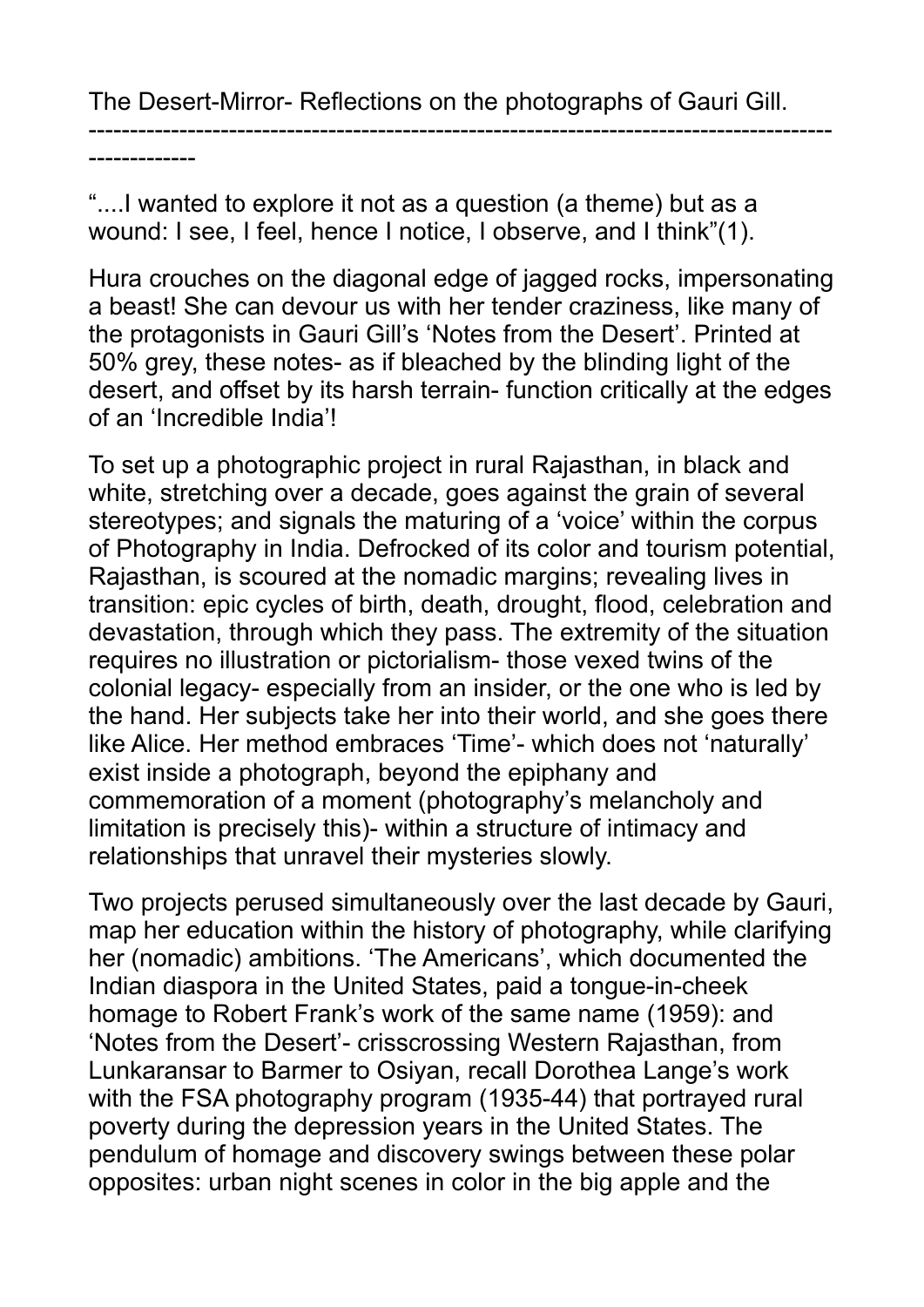# The Desert-Mirror- Reflections on the photographs of Gauri Gill.

---

"....I wanted to explore it not as a question (a theme) but as a wound: I see, I feel, hence I notice, I observe, and I think"(1).

Hura crouches on the diagonal edge of jagged rocks, impersonating a beast! She can devour us with her tender craziness, like many of the protagonists in Gauri Gill's 'Notes from the Desert'. Printed at 50% grey, these notes- as if bleached by the blinding light of the desert, and offset by its harsh terrain- function critically at the edges of an 'Incredible India'!

To set up a photographic project in rural Rajasthan, in black and white, stretching over a decade, goes against the grain of several stereotypes; and signals the maturing of a 'voice' within the corpus of Photography in India. Defrocked of its color and tourism potential, Rajasthan, is scoured at the nomadic margins; revealing lives in transition: epic cycles of birth, death, drought, flood, celebration and devastation, through which they pass. The extremity of the situation requires no illustration or pictorialism- those vexed twins of the colonial legacy- especially from an insider, or the one who is led by the hand. Her subjects take her into their world, and she goes there like Alice. Her method embraces 'Time'- which does not 'naturally' exist inside a photograph, beyond the epiphany and commemoration of a moment (photography's melancholy and limitation is precisely this)- within a structure of intimacy and relationships that unravel their mysteries slowly.

Two projects perused simultaneously over the last decade by Gauri, map her education within the history of photography, while clarifying her (nomadic) ambitions. 'The Americans', which documented the Indian diaspora in the United States, paid a tongue-in-cheek homage to Robert Frank's work of the same name (1959): and 'Notes from the Desert'- crisscrossing Western Rajasthan, from Lunkaransar to Barmer to Osiyan, recall Dorothea Lange's work with the FSA photography program (1935-44) that portrayed rural poverty during the depression years in the United States. The pendulum of homage and discovery swings between these polar opposites: urban night scenes in color in the big apple and the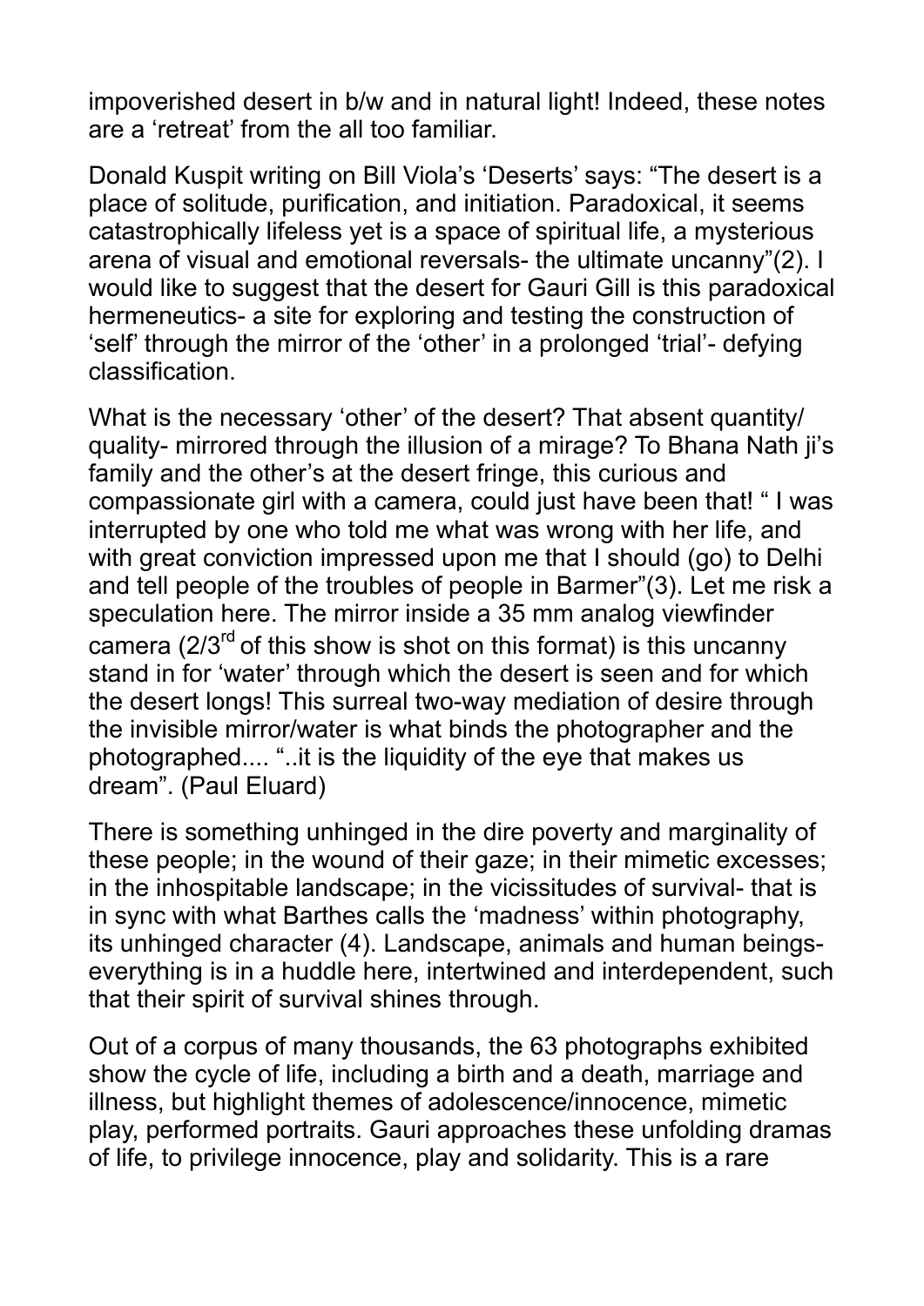impoverished desert in b/w and in natural light! Indeed, these notes are a 'retreat' from the all too familiar.

Donald Kuspit writing on Bill Viola's 'Deserts' says: "The desert is a place of solitude, purification, and initiation. Paradoxical, it seems catastrophically lifeless yet is a space of spiritual life, a mysterious arena of visual and emotional reversals- the ultimate uncanny"(2). I would like to suggest that the desert for Gauri Gill is this paradoxical hermeneutics- a site for exploring and testing the construction of 'self' through the mirror of the 'other' in a prolonged 'trial'- defying classification.

What is the necessary 'other' of the desert? That absent quantity/ quality- mirrored through the illusion of a mirage? To Bhana Nath ji's family and the other's at the desert fringe, this curious and compassionate girl with a camera, could just have been that! " I was interrupted by one who told me what was wrong with her life, and with great conviction impressed upon me that I should (go) to Delhi and tell people of the troubles of people in Barmer"(3). Let me risk a speculation here. The mirror inside a 35 mm analog viewfinder camera (2/3rd of this show is shot on this format) is this uncanny stand in for 'water' through which the desert is seen and for which the desert longs! This surreal two-way mediation of desire through the invisible mirror/water is what binds the photographer and the photographed.... "..it is the liquidity of the eye that makes us dream". (Paul Eluard)

There is something unhinged in the dire poverty and marginality of these people; in the wound of their gaze; in their mimetic excesses; in the inhospitable landscape; in the vicissitudes of survival- that is in sync with what Barthes calls the 'madness' within photography, its unhinged character (4). Landscape, animals and human beings- everything is in a huddle here, intertwined and interdependent, such that their spirit of survival shines through.

Out of a corpus of many thousands, the 63 photographs exhibited show the cycle of life, including a birth and a death, marriage and illness, but highlight themes of adolescence/innocence, mimetic play, performed portraits. Gauri approaches these unfolding dramas of life, to privilege innocence, play and solidarity. This is a rare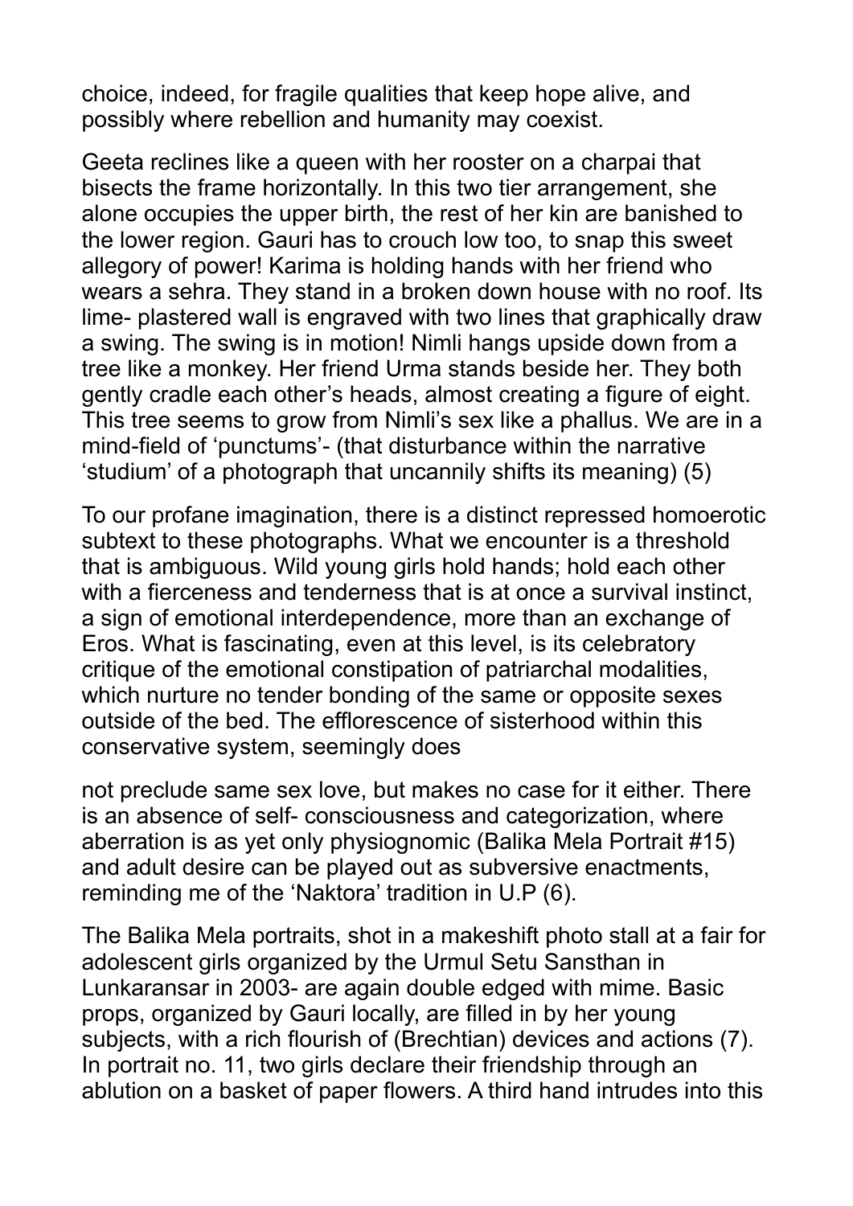choice, indeed, for fragile qualities that keep hope alive, and possibly where rebellion and humanity may coexist.

Geeta reclines like a queen with her rooster on a charpai that bisects the frame horizontally. In this two tier arrangement, she alone occupies the upper birth, the rest of her kin are banished to the lower region. Gauri has to crouch low too, to snap this sweet allegory of power! Karima is holding hands with her friend who wears a sehra. They stand in a broken down house with no roof. Its lime- plastered wall is engraved with two lines that graphically draw a swing. The swing is in motion! Nimli hangs upside down from a tree like a monkey. Her friend Urma stands beside her. They both gently cradle each other's heads, almost creating a figure of eight. This tree seems to grow from Nimli's sex like a phallus. We are in a mind-field of 'punctums'- (that disturbance within the narrative 'studium' of a photograph that uncannily shifts its meaning) (5)

To our profane imagination, there is a distinct repressed homoerotic subtext to these photographs. What we encounter is a threshold that is ambiguous. Wild young girls hold hands; hold each other with a fierceness and tenderness that is at once a survival instinct, a sign of emotional interdependence, more than an exchange of Eros. What is fascinating, even at this level, is its celebratory critique of the emotional constipation of patriarchal modalities, which nurture no tender bonding of the same or opposite sexes outside of the bed. The efflorescence of sisterhood within this conservative system, seemingly does

not preclude same sex love, but makes no case for it either. There is an absence of self- consciousness and categorization, where aberration is as yet only physiognomic (Balika Mela Portrait #15) and adult desire can be played out as subversive enactments, reminding me of the 'Naktora' tradition in U.P (6).

The Balika Mela portraits, shot in a makeshift photo stall at a fair for adolescent girls organized by the Urmul Setu Sansthan in Lunkaransar in 2003- are again double edged with mime. Basic props, organized by Gauri locally, are filled in by her young subjects, with a rich flourish of (Brechtian) devices and actions (7). In portrait no. 11, two girls declare their friendship through an ablution on a basket of paper flowers. A third hand intrudes into this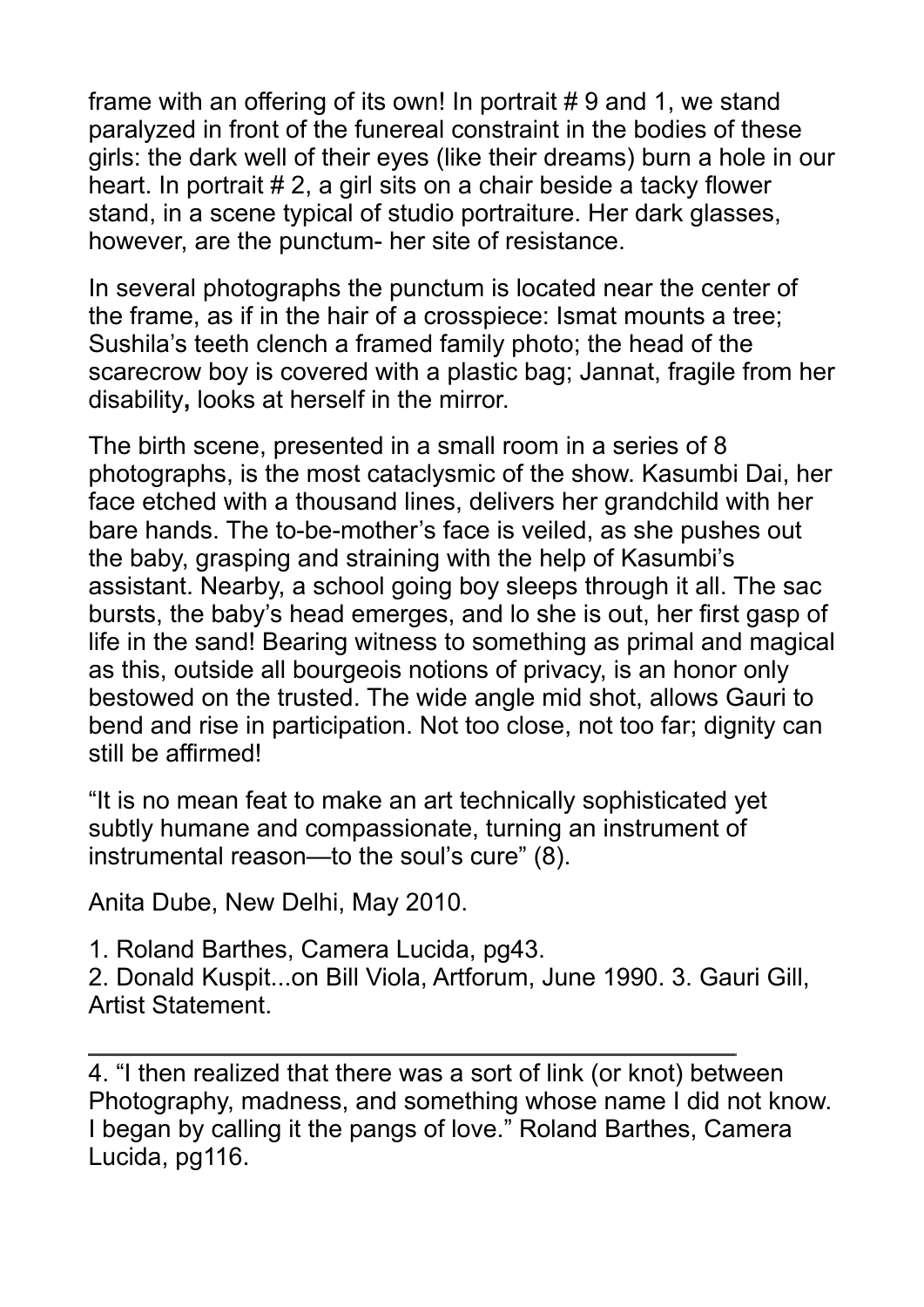frame with an offering of its own! In portrait # 9 and 1, we stand paralyzed in front of the funereal constraint in the bodies of these girls: the dark well of their eyes (like their dreams) burn a hole in our heart. In portrait # 2, a girl sits on a chair beside a tacky flower stand, in a scene typical of studio portraiture. Her dark glasses, however, are the punctum- her site of resistance.

In several photographs the punctum is located near the center of the frame, as if in the hair of a crosspiece: Ismat mounts a tree; Sushila's teeth clench a framed family photo; the head of the scarecrow boy is covered with a plastic bag; Jannat, fragile from her disability**,** looks at herself in the mirror.

The birth scene, presented in a small room in a series of 8 photographs, is the most cataclysmic of the show. Kasumbi Dai, her face etched with a thousand lines, delivers her grandchild with her bare hands. The to-be-mother's face is veiled, as she pushes out the baby, grasping and straining with the help of Kasumbi's assistant. Nearby, a school going boy sleeps through it all. The sac bursts, the baby's head emerges, and lo she is out, her first gasp of life in the sand! Bearing witness to something as primal and magical as this, outside all bourgeois notions of privacy, is an honor only bestowed on the trusted. The wide angle mid shot, allows Gauri to bend and rise in participation. Not too close, not too far; dignity can still be affirmed!

"It is no mean feat to make an art technically sophisticated yet subtly humane and compassionate, turning an instrument of instrumental reason—to the soul's cure" (8).

Anita Dube, New Delhi, May 2010.

1. Roland Barthes, Camera Lucida, pg43.
2. Donald Kuspit...on Bill Viola, Artforum, June 1990. 3. Gauri Gill, Artist Statement.

---

4. "I then realized that there was a sort of link (or knot) between Photography, madness, and something whose name I did not know. I began by calling it the pangs of love." Roland Barthes, Camera Lucida, pg116.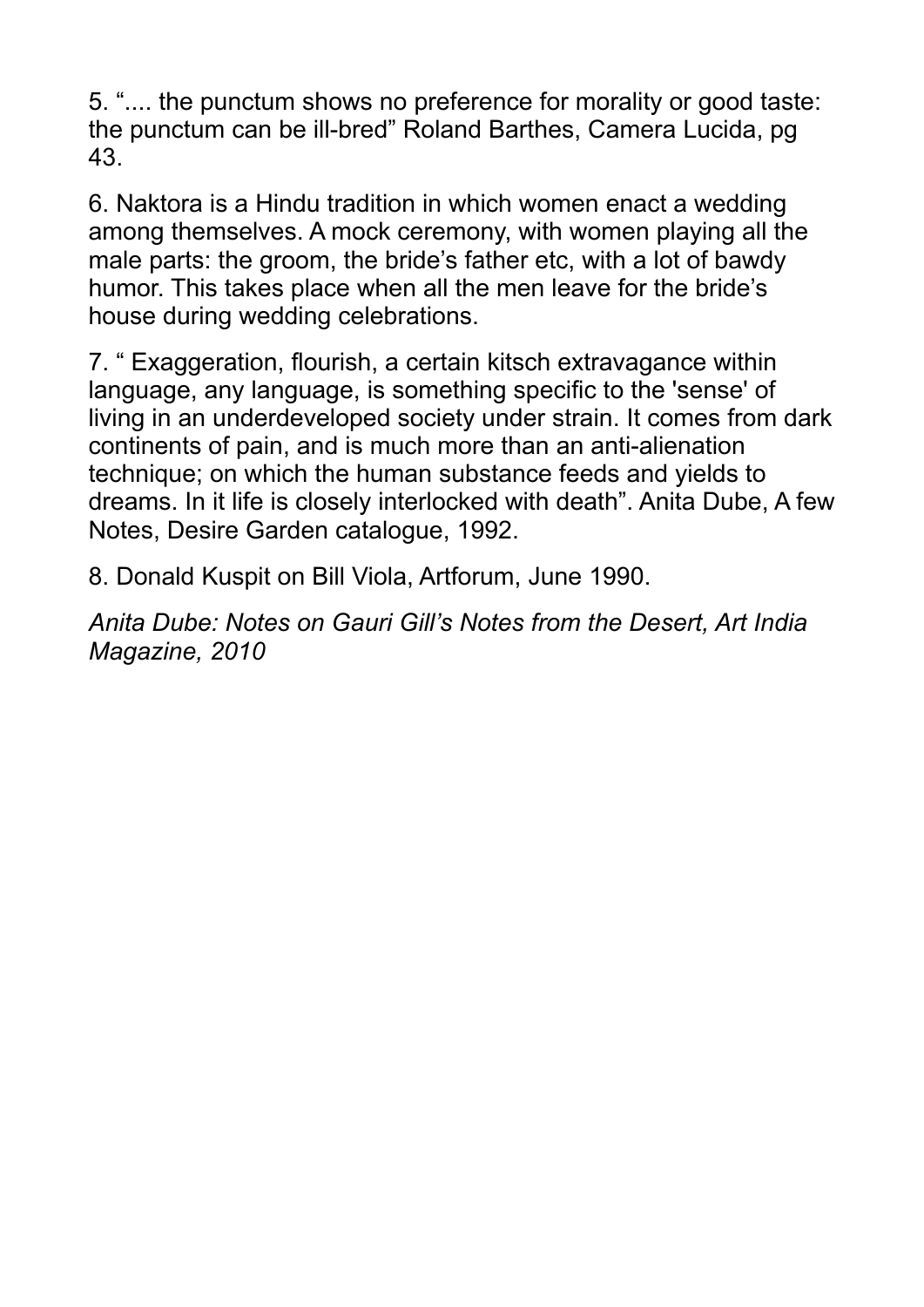5. ".... the punctum shows no preference for morality or good taste: the punctum can be ill-bred" Roland Barthes, Camera Lucida, pg 43.

6. Naktora is a Hindu tradition in which women enact a wedding among themselves. A mock ceremony, with women playing all the male parts: the groom, the bride's father etc, with a lot of bawdy humor. This takes place when all the men leave for the bride's house during wedding celebrations.

7. " Exaggeration, flourish, a certain kitsch extravagance within language, any language, is something specific to the 'sense' of living in an underdeveloped society under strain. It comes from dark continents of pain, and is much more than an anti-alienation technique; on which the human substance feeds and yields to dreams. In it life is closely interlocked with death". Anita Dube, A few Notes, Desire Garden catalogue, 1992.

8. Donald Kuspit on Bill Viola, Artforum, June 1990.

*Anita Dube: Notes on Gauri Gill's Notes from the Desert, Art India Magazine, 2010*